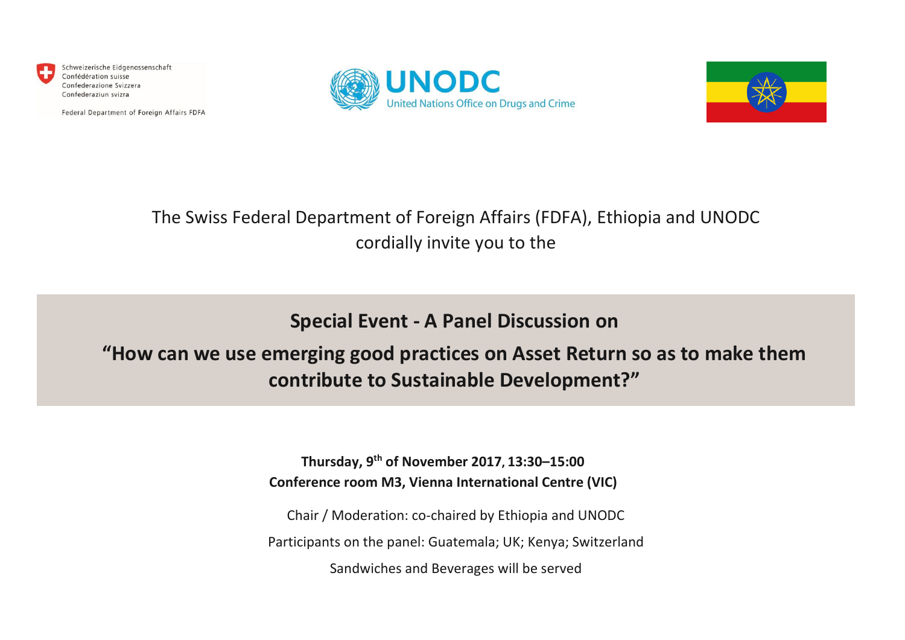Schweizerische Eidgenossenschaft
Confédération suisse
Confederazione Svizzera
Confederaziun svizra

Federal Department of Foreign Affairs FDFA

UNODC
United Nations Office on Drugs and Crime

The Swiss Federal Department of Foreign Affairs (FDFA), Ethiopia and UNODC cordially invite you to the

## Special Event - A Panel Discussion on

## "How can we use emerging good practices on Asset Return so as to make them contribute to Sustainable Development?"

**Thursday, 9th of November 2017, 13:30–15:00**
**Conference room M3, Vienna International Centre (VIC)**

Chair / Moderation: co-chaired by Ethiopia and UNODC

Participants on the panel: Guatemala; UK; Kenya; Switzerland

Sandwiches and Beverages will be served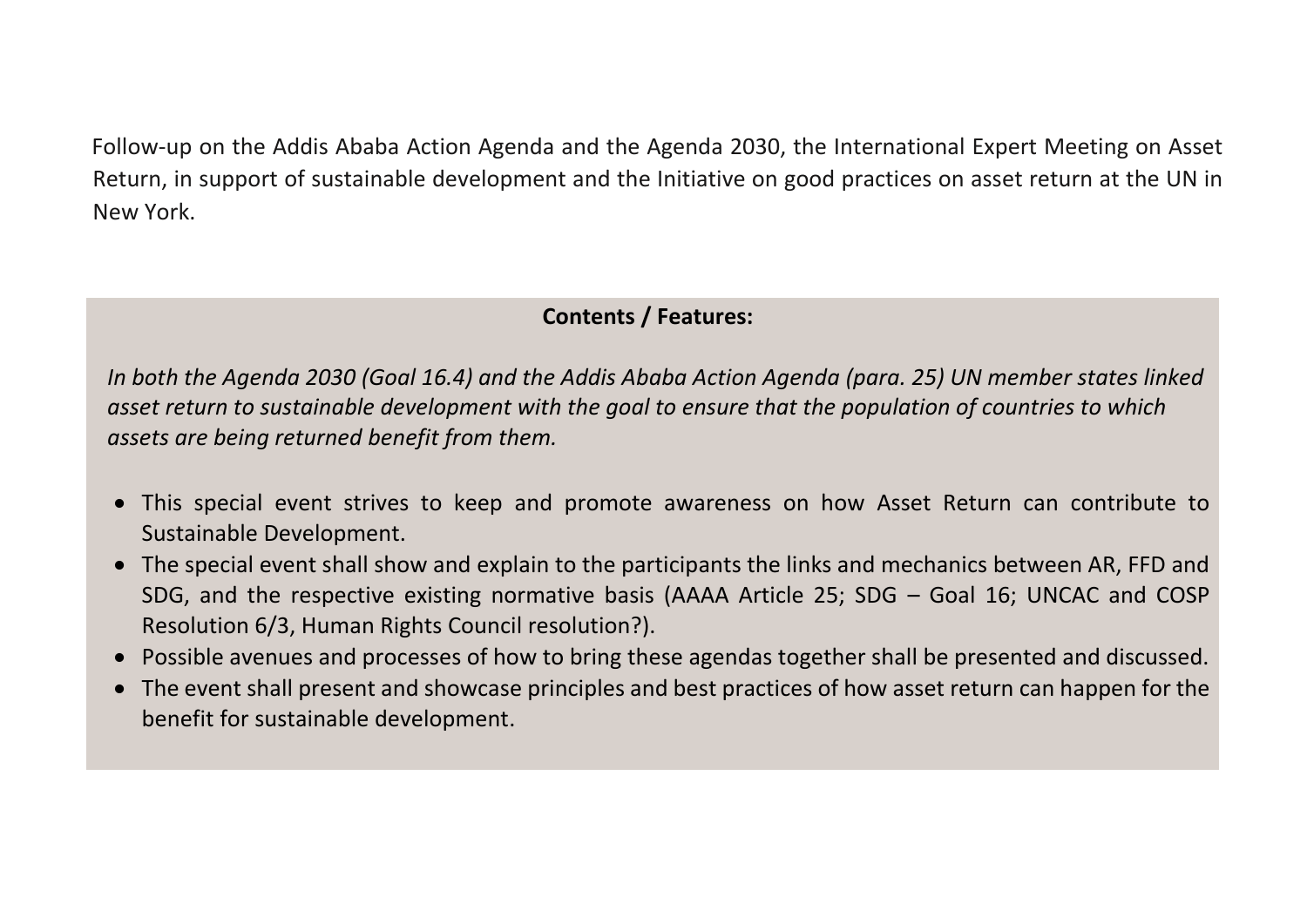Follow-up on the Addis Ababa Action Agenda and the Agenda 2030, the International Expert Meeting on Asset Return, in support of sustainable development and the Initiative on good practices on asset return at the UN in New York.

**Contents / Features:**

*In both the Agenda 2030 (Goal 16.4) and the Addis Ababa Action Agenda (para. 25) UN member states linked asset return to sustainable development with the goal to ensure that the population of countries to which assets are being returned benefit from them.*

- This special event strives to keep and promote awareness on how Asset Return can contribute to Sustainable Development.
- The special event shall show and explain to the participants the links and mechanics between AR, FFD and SDG, and the respective existing normative basis (AAAA Article 25; SDG – Goal 16; UNCAC and COSP Resolution 6/3, Human Rights Council resolution?).
- Possible avenues and processes of how to bring these agendas together shall be presented and discussed.
- The event shall present and showcase principles and best practices of how asset return can happen for the benefit for sustainable development.